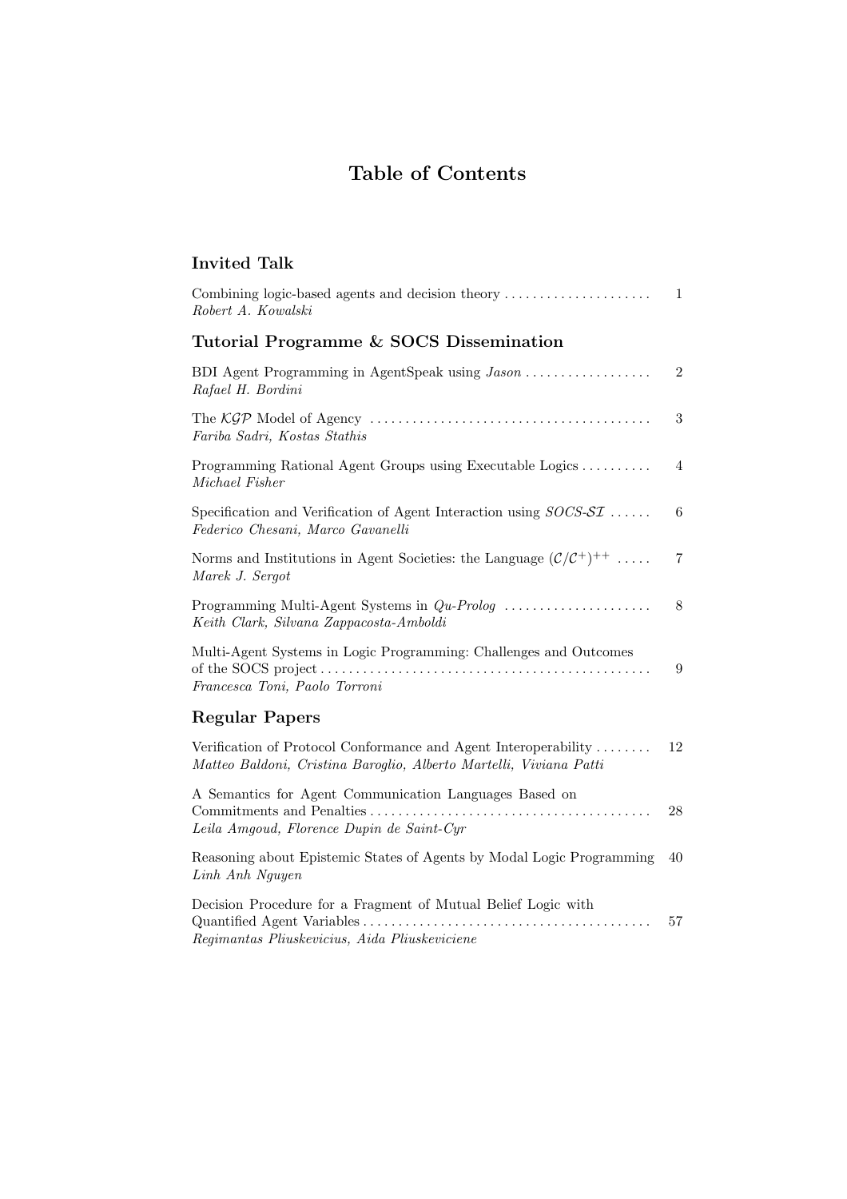# Table of Contents

## Invited Talk

Combining logic-based agents and decision theory ..................... 1
*Robert A. Kowalski*

## Tutorial Programme & SOCS Dissemination

BDI Agent Programming in AgentSpeak using *Jason* .................. 2
*Rafael H. Bordini*

The $\mathcal{KGP}$ Model of Agency ........................................ 3
*Fariba Sadri, Kostas Stathis*

Programming Rational Agent Groups using Executable Logics .......... 4
*Michael Fisher*

Specification and Verification of Agent Interaction using *SOCS*-$\mathcal{SI}$ ...... 6
*Federico Chesani, Marco Gavanelli*

Norms and Institutions in Agent Societies: the Language $(\mathcal{C}/\mathcal{C}^{+})^{++}$ ..... 7
*Marek J. Sergot*

Programming Multi-Agent Systems in *Qu-Prolog* ..................... 8
*Keith Clark, Silvana Zappacosta-Amboldi*

Multi-Agent Systems in Logic Programming: Challenges and Outcomes of the SOCS project ................................................ 9
*Francesca Toni, Paolo Torroni*

## Regular Papers

Verification of Protocol Conformance and Agent Interoperability ........ 12
*Matteo Baldoni, Cristina Baroglio, Alberto Martelli, Viviana Patti*

A Semantics for Agent Communication Languages Based on Commitments and Penalties ......................................... 28
*Leila Amgoud, Florence Dupin de Saint-Cyr*

Reasoning about Epistemic States of Agents by Modal Logic Programming 40
*Linh Anh Nguyen*

Decision Procedure for a Fragment of Mutual Belief Logic with Quantified Agent Variables ......................................... 57
*Regimantas Pliuskevicius, Aida Pliuskeviciene*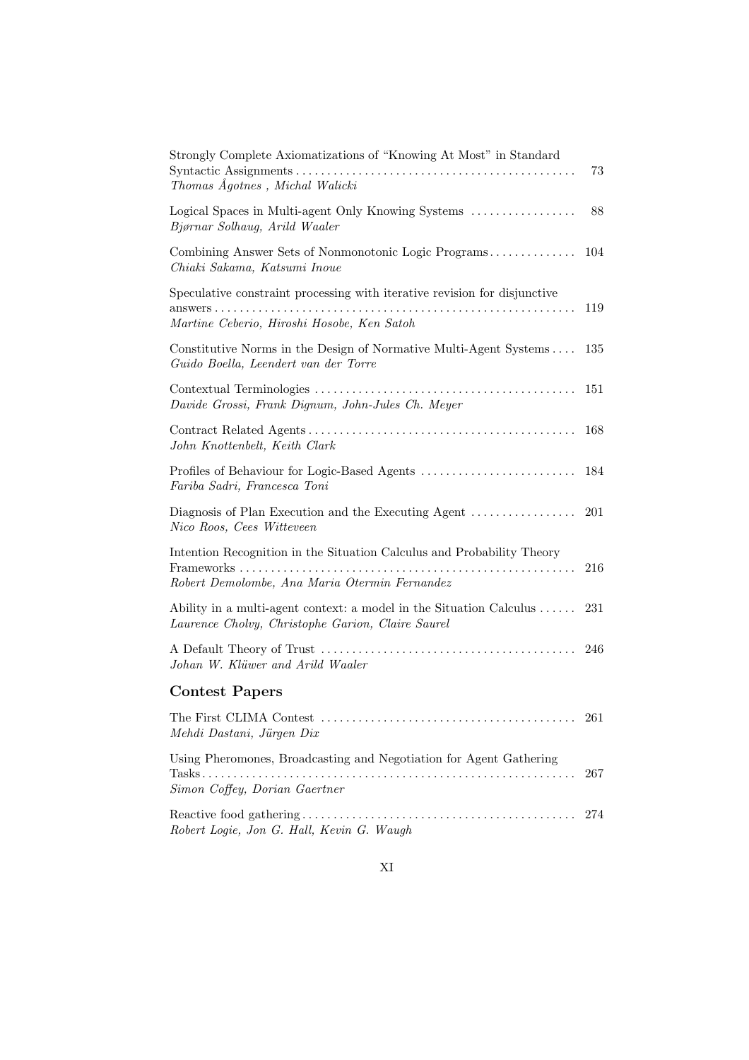Strongly Complete Axiomatizations of "Knowing At Most" in Standard Syntactic Assignments . . . . . . . . . . . . . . . . . . . . . . . . . . . . . . . . . . . . . . . . . . . . 73
*Thomas Ågotnes , Michal Walicki*

Logical Spaces in Multi-agent Only Knowing Systems . . . . . . . . . . . . . . . . . 88
*Bjørnar Solhaug, Arild Waaler*

Combining Answer Sets of Nonmonotonic Logic Programs . . . . . . . . . . . . . . 104
*Chiaki Sakama, Katsumi Inoue*

Speculative constraint processing with iterative revision for disjunctive answers . . . . . . . . . . . . . . . . . . . . . . . . . . . . . . . . . . . . . . . . . . . . . . . . . . . . . . . . . 119
*Martine Ceberio, Hiroshi Hosobe, Ken Satoh*

Constitutive Norms in the Design of Normative Multi-Agent Systems . . . . 135
*Guido Boella, Leendert van der Torre*

Contextual Terminologies . . . . . . . . . . . . . . . . . . . . . . . . . . . . . . . . . . . . . . . . . . 151
*Davide Grossi, Frank Dignum, John-Jules Ch. Meyer*

Contract Related Agents . . . . . . . . . . . . . . . . . . . . . . . . . . . . . . . . . . . . . . . . . . . 168
*John Knottenbelt, Keith Clark*

Profiles of Behaviour for Logic-Based Agents . . . . . . . . . . . . . . . . . . . . . . . . . 184
*Fariba Sadri, Francesca Toni*

Diagnosis of Plan Execution and the Executing Agent . . . . . . . . . . . . . . . . . 201
*Nico Roos, Cees Witteveen*

Intention Recognition in the Situation Calculus and Probability Theory Frameworks . . . . . . . . . . . . . . . . . . . . . . . . . . . . . . . . . . . . . . . . . . . . . . . . . . . . . 216
*Robert Demolombe, Ana Maria Otermin Fernandez*

Ability in a multi-agent context: a model in the Situation Calculus . . . . . . 231
*Laurence Cholvy, Christophe Garion, Claire Saurel*

A Default Theory of Trust . . . . . . . . . . . . . . . . . . . . . . . . . . . . . . . . . . . . . . . . . 246
*Johan W. Klüwer and Arild Waaler*

## Contest Papers

The First CLIMA Contest . . . . . . . . . . . . . . . . . . . . . . . . . . . . . . . . . . . . . . . . . 261
*Mehdi Dastani, Jürgen Dix*

Using Pheromones, Broadcasting and Negotiation for Agent Gathering Tasks . . . . . . . . . . . . . . . . . . . . . . . . . . . . . . . . . . . . . . . . . . . . . . . . . . . . . . . . . . . . . 267
*Simon Coffey, Dorian Gaertner*

Reactive food gathering . . . . . . . . . . . . . . . . . . . . . . . . . . . . . . . . . . . . . . . . . . . . 274
*Robert Logie, Jon G. Hall, Kevin G. Waugh*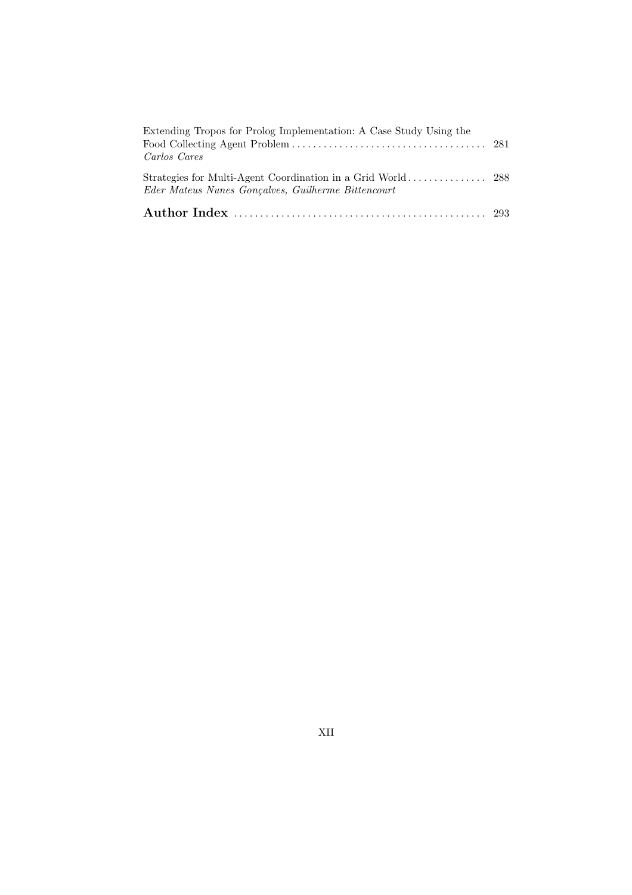Extending Tropos for Prolog Implementation: A Case Study Using the Food Collecting Agent Problem ..................................... 281
*Carlos Cares*

Strategies for Multi-Agent Coordination in a Grid World ............... 288
*Eder Mateus Nunes Gonçalves, Guilherme Bittencourt*

**Author Index** ............................................... 293